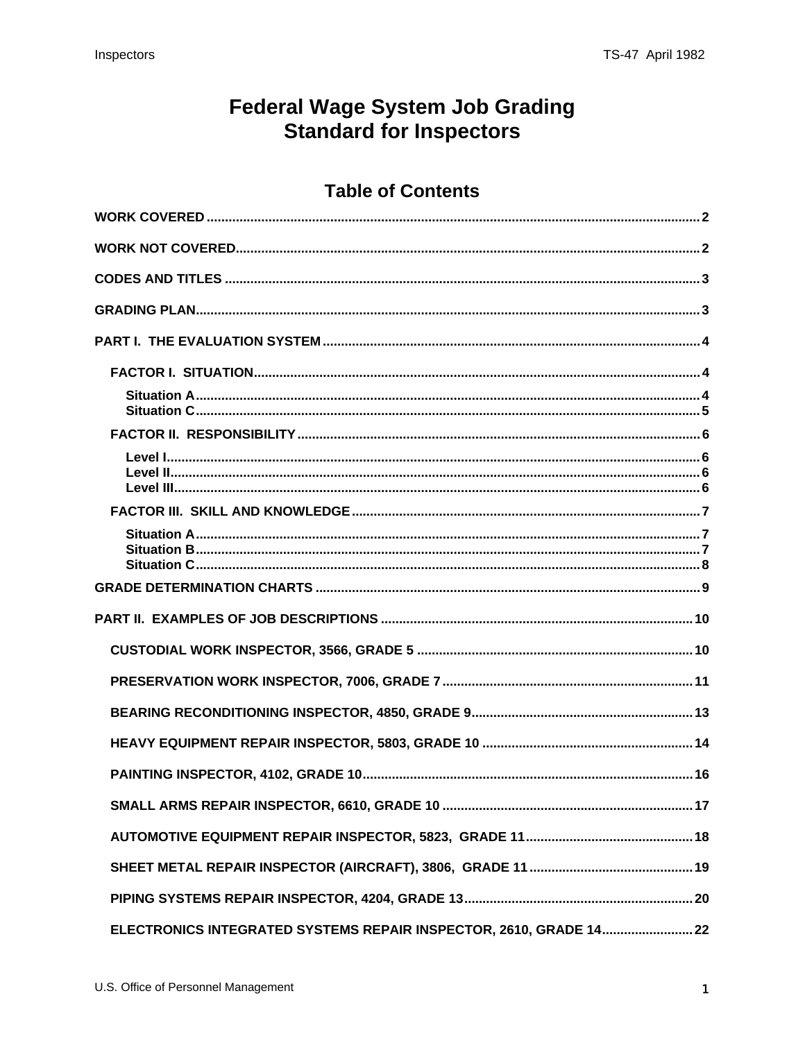# Federal Wage System Job Grading Standard for Inspectors

## Table of Contents

**WORK COVERED** ..... 2

**WORK NOT COVERED** ..... 2

**CODES AND TITLES** ..... 3

**GRADING PLAN** ..... 3

**PART I. THE EVALUATION SYSTEM** ..... 4

- **FACTOR I. SITUATION** ..... 4
  - **Situation A** ..... 4
  - **Situation C** ..... 5
- **FACTOR II. RESPONSIBILITY** ..... 6
  - **Level I** ..... 6
  - **Level II** ..... 6
  - **Level III** ..... 6
- **FACTOR III. SKILL AND KNOWLEDGE** ..... 7
  - **Situation A** ..... 7
  - **Situation B** ..... 7
  - **Situation C** ..... 8

**GRADE DETERMINATION CHARTS** ..... 9

**PART II. EXAMPLES OF JOB DESCRIPTIONS** ..... 10

- **CUSTODIAL WORK INSPECTOR, 3566, GRADE 5** ..... 10
- **PRESERVATION WORK INSPECTOR, 7006, GRADE 7** ..... 11
- **BEARING RECONDITIONING INSPECTOR, 4850, GRADE 9** ..... 13
- **HEAVY EQUIPMENT REPAIR INSPECTOR, 5803, GRADE 10** ..... 14
- **PAINTING INSPECTOR, 4102, GRADE 10** ..... 16
- **SMALL ARMS REPAIR INSPECTOR, 6610, GRADE 10** ..... 17
- **AUTOMOTIVE EQUIPMENT REPAIR INSPECTOR, 5823, GRADE 11** ..... 18
- **SHEET METAL REPAIR INSPECTOR (AIRCRAFT), 3806, GRADE 11** ..... 19
- **PIPING SYSTEMS REPAIR INSPECTOR, 4204, GRADE 13** ..... 20
- **ELECTRONICS INTEGRATED SYSTEMS REPAIR INSPECTOR, 2610, GRADE 14** ..... 22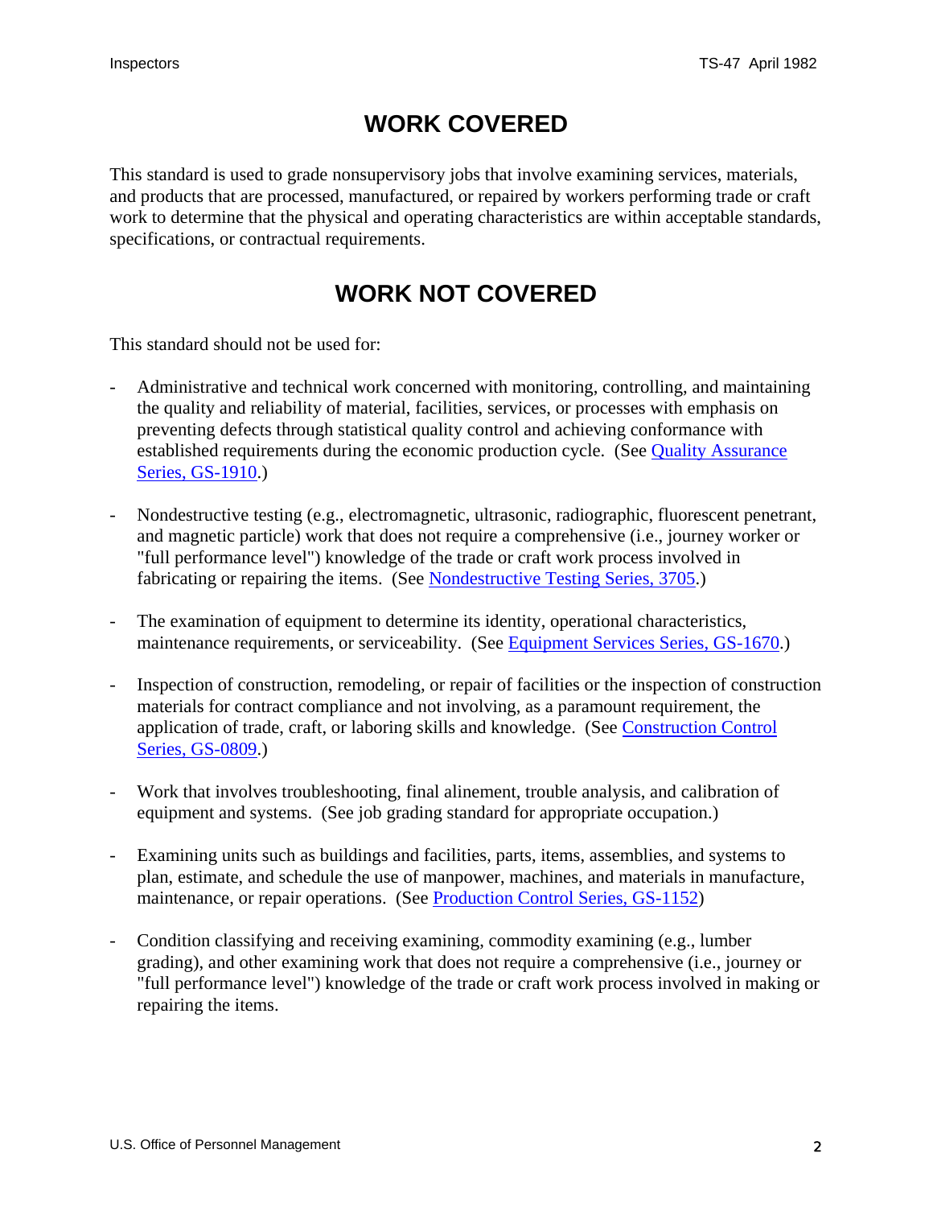# WORK COVERED

This standard is used to grade nonsupervisory jobs that involve examining services, materials, and products that are processed, manufactured, or repaired by workers performing trade or craft work to determine that the physical and operating characteristics are within acceptable standards, specifications, or contractual requirements.

# WORK NOT COVERED

This standard should not be used for:

- Administrative and technical work concerned with monitoring, controlling, and maintaining the quality and reliability of material, facilities, services, or processes with emphasis on preventing defects through statistical quality control and achieving conformance with established requirements during the economic production cycle. (See Quality Assurance Series, GS-1910.)

- Nondestructive testing (e.g., electromagnetic, ultrasonic, radiographic, fluorescent penetrant, and magnetic particle) work that does not require a comprehensive (i.e., journey worker or "full performance level") knowledge of the trade or craft work process involved in fabricating or repairing the items. (See Nondestructive Testing Series, 3705.)

- The examination of equipment to determine its identity, operational characteristics, maintenance requirements, or serviceability. (See Equipment Services Series, GS-1670.)

- Inspection of construction, remodeling, or repair of facilities or the inspection of construction materials for contract compliance and not involving, as a paramount requirement, the application of trade, craft, or laboring skills and knowledge. (See Construction Control Series, GS-0809.)

- Work that involves troubleshooting, final alinement, trouble analysis, and calibration of equipment and systems. (See job grading standard for appropriate occupation.)

- Examining units such as buildings and facilities, parts, items, assemblies, and systems to plan, estimate, and schedule the use of manpower, machines, and materials in manufacture, maintenance, or repair operations. (See Production Control Series, GS-1152)

- Condition classifying and receiving examining, commodity examining (e.g., lumber grading), and other examining work that does not require a comprehensive (i.e., journey or "full performance level") knowledge of the trade or craft work process involved in making or repairing the items.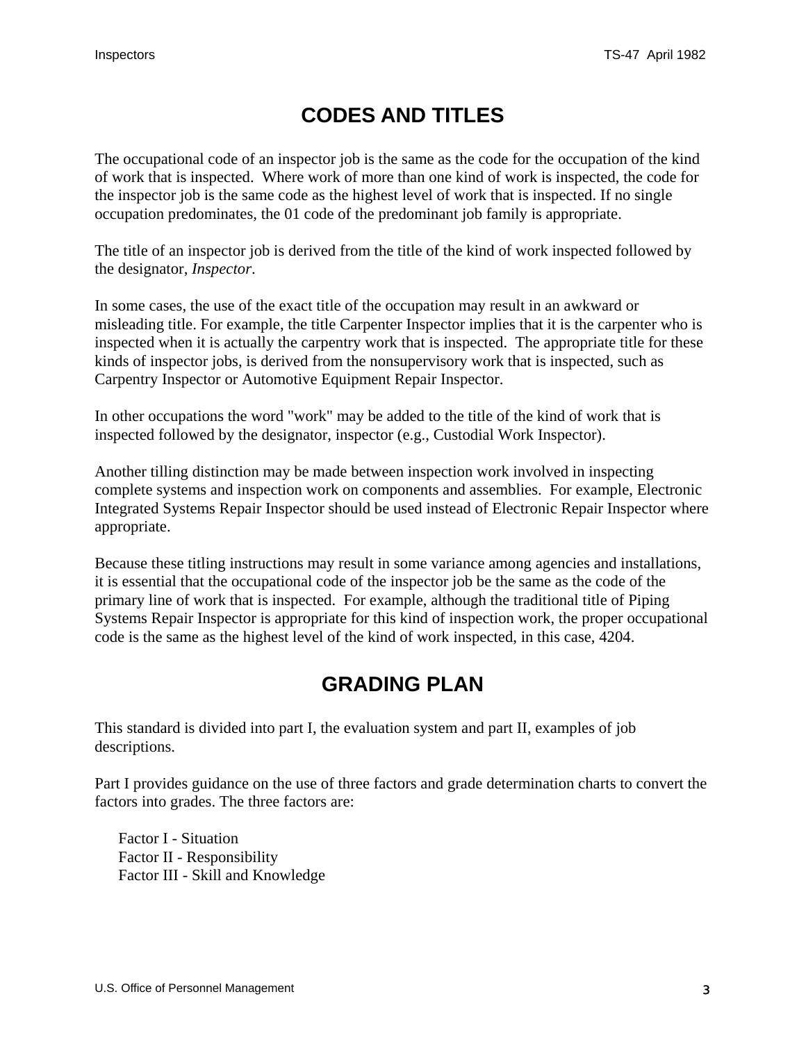# CODES AND TITLES

The occupational code of an inspector job is the same as the code for the occupation of the kind of work that is inspected. Where work of more than one kind of work is inspected, the code for the inspector job is the same code as the highest level of work that is inspected. If no single occupation predominates, the 01 code of the predominant job family is appropriate.

The title of an inspector job is derived from the title of the kind of work inspected followed by the designator, *Inspector*.

In some cases, the use of the exact title of the occupation may result in an awkward or misleading title. For example, the title Carpenter Inspector implies that it is the carpenter who is inspected when it is actually the carpentry work that is inspected. The appropriate title for these kinds of inspector jobs, is derived from the nonsupervisory work that is inspected, such as Carpentry Inspector or Automotive Equipment Repair Inspector.

In other occupations the word "work" may be added to the title of the kind of work that is inspected followed by the designator, inspector (e.g., Custodial Work Inspector).

Another tilling distinction may be made between inspection work involved in inspecting complete systems and inspection work on components and assemblies. For example, Electronic Integrated Systems Repair Inspector should be used instead of Electronic Repair Inspector where appropriate.

Because these titling instructions may result in some variance among agencies and installations, it is essential that the occupational code of the inspector job be the same as the code of the primary line of work that is inspected. For example, although the traditional title of Piping Systems Repair Inspector is appropriate for this kind of inspection work, the proper occupational code is the same as the highest level of the kind of work inspected, in this case, 4204.

# GRADING PLAN

This standard is divided into part I, the evaluation system and part II, examples of job descriptions.

Part I provides guidance on the use of three factors and grade determination charts to convert the factors into grades. The three factors are:

Factor I - Situation
Factor II - Responsibility
Factor III - Skill and Knowledge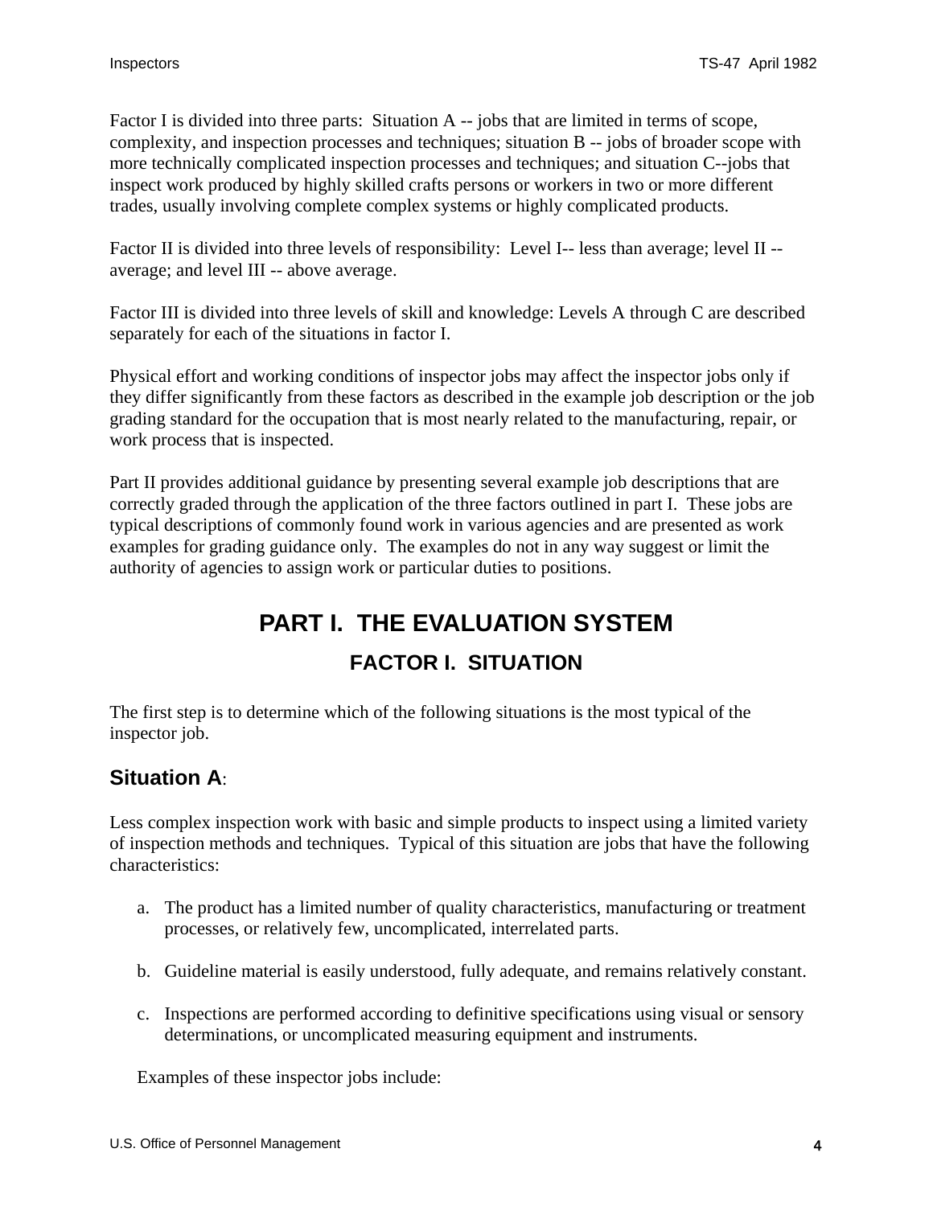Factor I is divided into three parts: Situation A -- jobs that are limited in terms of scope, complexity, and inspection processes and techniques; situation B -- jobs of broader scope with more technically complicated inspection processes and techniques; and situation C--jobs that inspect work produced by highly skilled crafts persons or workers in two or more different trades, usually involving complete complex systems or highly complicated products.

Factor II is divided into three levels of responsibility: Level I-- less than average; level II -- average; and level III -- above average.

Factor III is divided into three levels of skill and knowledge: Levels A through C are described separately for each of the situations in factor I.

Physical effort and working conditions of inspector jobs may affect the inspector jobs only if they differ significantly from these factors as described in the example job description or the job grading standard for the occupation that is most nearly related to the manufacturing, repair, or work process that is inspected.

Part II provides additional guidance by presenting several example job descriptions that are correctly graded through the application of the three factors outlined in part I. These jobs are typical descriptions of commonly found work in various agencies and are presented as work examples for grading guidance only. The examples do not in any way suggest or limit the authority of agencies to assign work or particular duties to positions.

# PART I. THE EVALUATION SYSTEM

## FACTOR I. SITUATION

The first step is to determine which of the following situations is the most typical of the inspector job.

### Situation A:

Less complex inspection work with basic and simple products to inspect using a limited variety of inspection methods and techniques. Typical of this situation are jobs that have the following characteristics:

a. The product has a limited number of quality characteristics, manufacturing or treatment processes, or relatively few, uncomplicated, interrelated parts.

b. Guideline material is easily understood, fully adequate, and remains relatively constant.

c. Inspections are performed according to definitive specifications using visual or sensory determinations, or uncomplicated measuring equipment and instruments.

Examples of these inspector jobs include: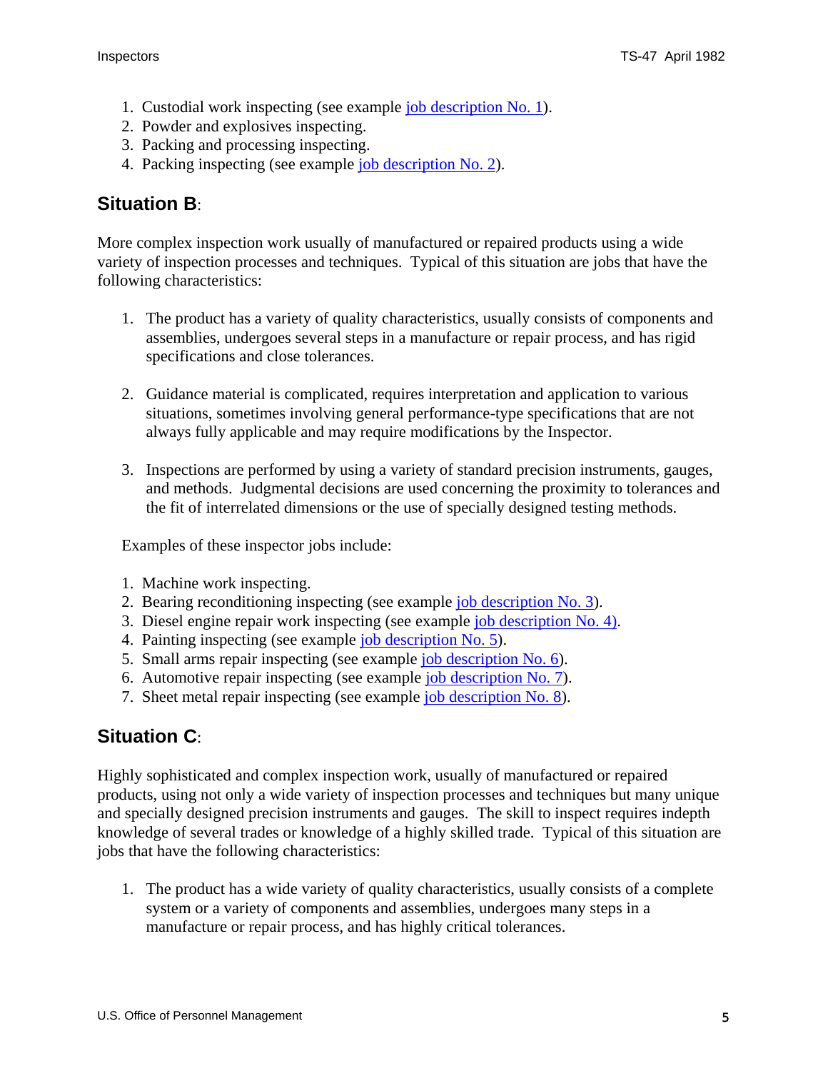1. Custodial work inspecting (see example job description No. 1).
2. Powder and explosives inspecting.
3. Packing and processing inspecting.
4. Packing inspecting (see example job description No. 2).

## Situation B:

More complex inspection work usually of manufactured or repaired products using a wide variety of inspection processes and techniques. Typical of this situation are jobs that have the following characteristics:

1. The product has a variety of quality characteristics, usually consists of components and assemblies, undergoes several steps in a manufacture or repair process, and has rigid specifications and close tolerances.

2. Guidance material is complicated, requires interpretation and application to various situations, sometimes involving general performance-type specifications that are not always fully applicable and may require modifications by the Inspector.

3. Inspections are performed by using a variety of standard precision instruments, gauges, and methods. Judgmental decisions are used concerning the proximity to tolerances and the fit of interrelated dimensions or the use of specially designed testing methods.

Examples of these inspector jobs include:

1. Machine work inspecting.
2. Bearing reconditioning inspecting (see example job description No. 3).
3. Diesel engine repair work inspecting (see example job description No. 4).
4. Painting inspecting (see example job description No. 5).
5. Small arms repair inspecting (see example job description No. 6).
6. Automotive repair inspecting (see example job description No. 7).
7. Sheet metal repair inspecting (see example job description No. 8).

## Situation C:

Highly sophisticated and complex inspection work, usually of manufactured or repaired products, using not only a wide variety of inspection processes and techniques but many unique and specially designed precision instruments and gauges. The skill to inspect requires indepth knowledge of several trades or knowledge of a highly skilled trade. Typical of this situation are jobs that have the following characteristics:

1. The product has a wide variety of quality characteristics, usually consists of a complete system or a variety of components and assemblies, undergoes many steps in a manufacture or repair process, and has highly critical tolerances.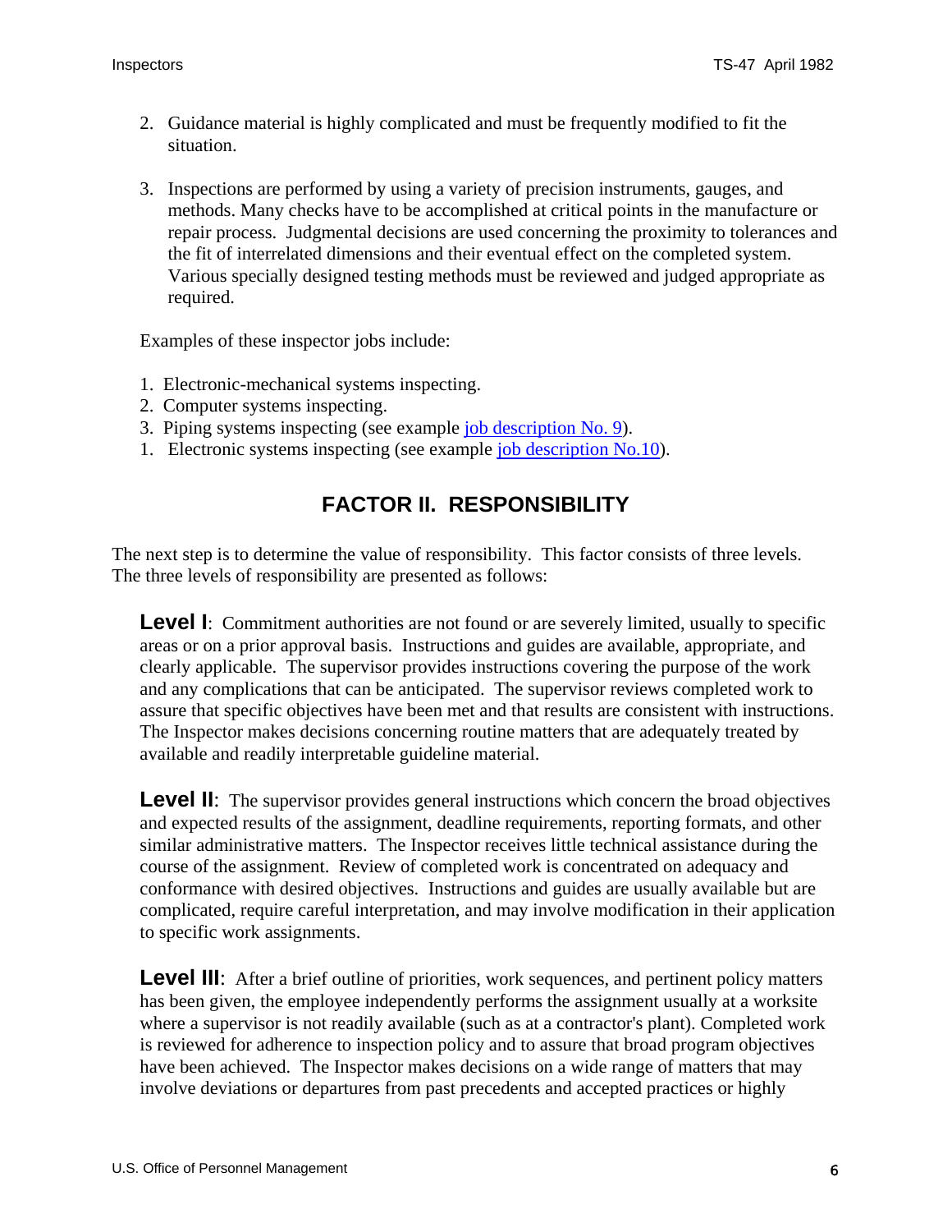2. Guidance material is highly complicated and must be frequently modified to fit the situation.

3. Inspections are performed by using a variety of precision instruments, gauges, and methods. Many checks have to be accomplished at critical points in the manufacture or repair process. Judgmental decisions are used concerning the proximity to tolerances and the fit of interrelated dimensions and their eventual effect on the completed system. Various specially designed testing methods must be reviewed and judged appropriate as required.

Examples of these inspector jobs include:

1. Electronic-mechanical systems inspecting.
2. Computer systems inspecting.
3. Piping systems inspecting (see example job description No. 9).
1. Electronic systems inspecting (see example job description No.10).

## FACTOR II. RESPONSIBILITY

The next step is to determine the value of responsibility. This factor consists of three levels. The three levels of responsibility are presented as follows:

**Level I**: Commitment authorities are not found or are severely limited, usually to specific areas or on a prior approval basis. Instructions and guides are available, appropriate, and clearly applicable. The supervisor provides instructions covering the purpose of the work and any complications that can be anticipated. The supervisor reviews completed work to assure that specific objectives have been met and that results are consistent with instructions. The Inspector makes decisions concerning routine matters that are adequately treated by available and readily interpretable guideline material.

**Level II**: The supervisor provides general instructions which concern the broad objectives and expected results of the assignment, deadline requirements, reporting formats, and other similar administrative matters. The Inspector receives little technical assistance during the course of the assignment. Review of completed work is concentrated on adequacy and conformance with desired objectives. Instructions and guides are usually available but are complicated, require careful interpretation, and may involve modification in their application to specific work assignments.

**Level III**: After a brief outline of priorities, work sequences, and pertinent policy matters has been given, the employee independently performs the assignment usually at a worksite where a supervisor is not readily available (such as at a contractor's plant). Completed work is reviewed for adherence to inspection policy and to assure that broad program objectives have been achieved. The Inspector makes decisions on a wide range of matters that may involve deviations or departures from past precedents and accepted practices or highly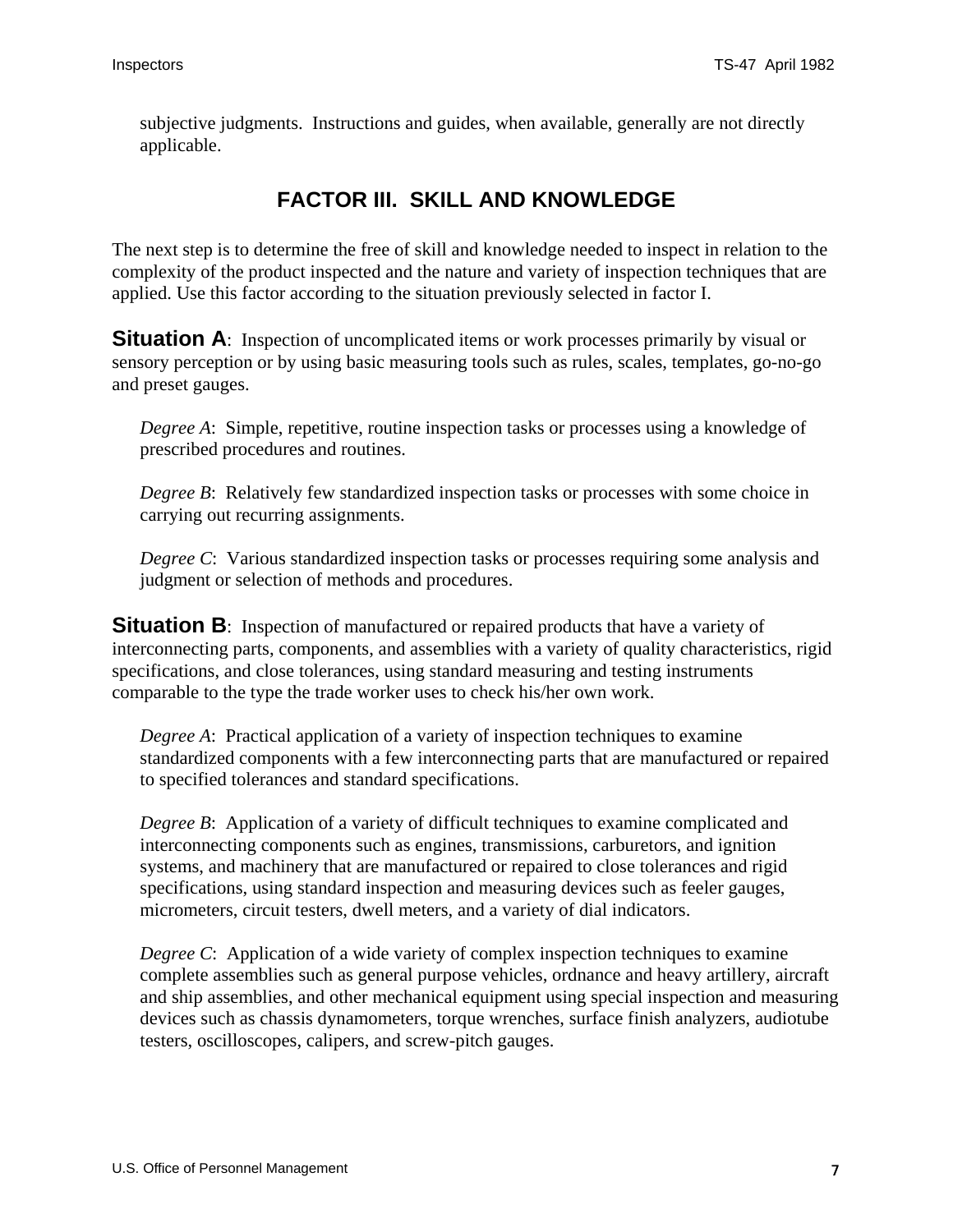subjective judgments. Instructions and guides, when available, generally are not directly applicable.

## FACTOR III. SKILL AND KNOWLEDGE

The next step is to determine the free of skill and knowledge needed to inspect in relation to the complexity of the product inspected and the nature and variety of inspection techniques that are applied. Use this factor according to the situation previously selected in factor I.

**Situation A**: Inspection of uncomplicated items or work processes primarily by visual or sensory perception or by using basic measuring tools such as rules, scales, templates, go-no-go and preset gauges.

*Degree A*: Simple, repetitive, routine inspection tasks or processes using a knowledge of prescribed procedures and routines.

*Degree B*: Relatively few standardized inspection tasks or processes with some choice in carrying out recurring assignments.

*Degree C*: Various standardized inspection tasks or processes requiring some analysis and judgment or selection of methods and procedures.

**Situation B**: Inspection of manufactured or repaired products that have a variety of interconnecting parts, components, and assemblies with a variety of quality characteristics, rigid specifications, and close tolerances, using standard measuring and testing instruments comparable to the type the trade worker uses to check his/her own work.

*Degree A*: Practical application of a variety of inspection techniques to examine standardized components with a few interconnecting parts that are manufactured or repaired to specified tolerances and standard specifications.

*Degree B*: Application of a variety of difficult techniques to examine complicated and interconnecting components such as engines, transmissions, carburetors, and ignition systems, and machinery that are manufactured or repaired to close tolerances and rigid specifications, using standard inspection and measuring devices such as feeler gauges, micrometers, circuit testers, dwell meters, and a variety of dial indicators.

*Degree C*: Application of a wide variety of complex inspection techniques to examine complete assemblies such as general purpose vehicles, ordnance and heavy artillery, aircraft and ship assemblies, and other mechanical equipment using special inspection and measuring devices such as chassis dynamometers, torque wrenches, surface finish analyzers, audiotube testers, oscilloscopes, calipers, and screw-pitch gauges.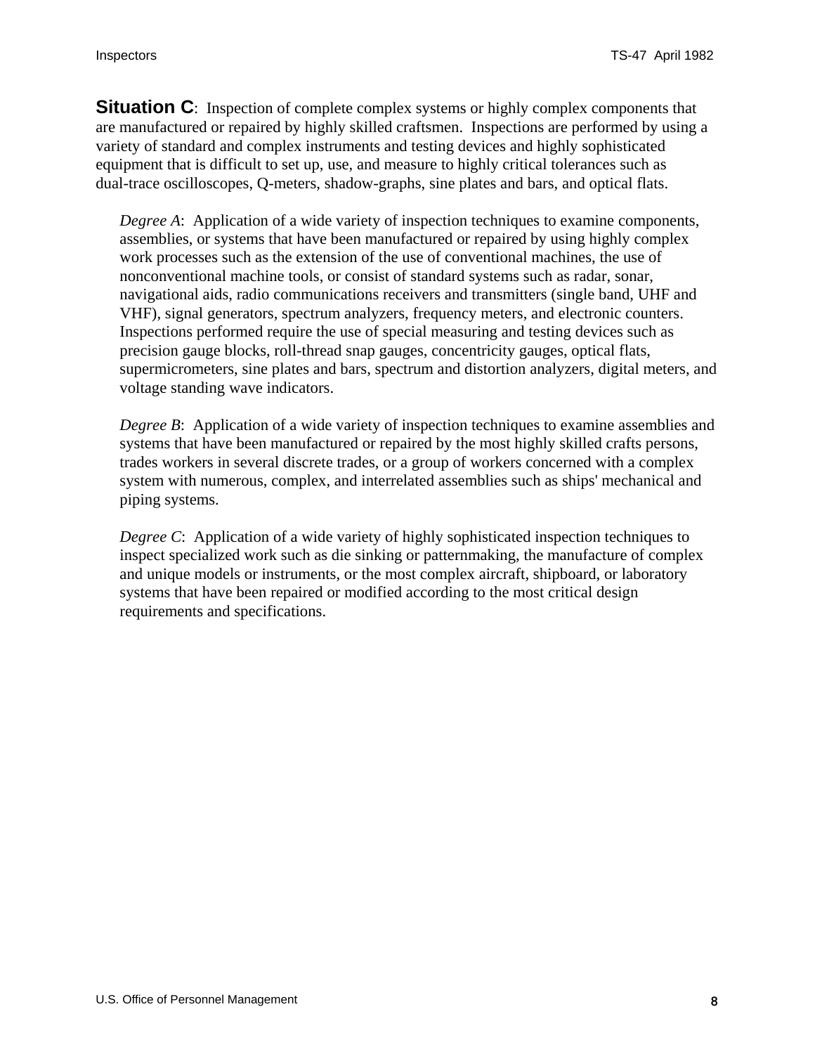**Situation C**: Inspection of complete complex systems or highly complex components that are manufactured or repaired by highly skilled craftsmen. Inspections are performed by using a variety of standard and complex instruments and testing devices and highly sophisticated equipment that is difficult to set up, use, and measure to highly critical tolerances such as dual-trace oscilloscopes, Q-meters, shadow-graphs, sine plates and bars, and optical flats.

*Degree A*: Application of a wide variety of inspection techniques to examine components, assemblies, or systems that have been manufactured or repaired by using highly complex work processes such as the extension of the use of conventional machines, the use of nonconventional machine tools, or consist of standard systems such as radar, sonar, navigational aids, radio communications receivers and transmitters (single band, UHF and VHF), signal generators, spectrum analyzers, frequency meters, and electronic counters. Inspections performed require the use of special measuring and testing devices such as precision gauge blocks, roll-thread snap gauges, concentricity gauges, optical flats, supermicrometers, sine plates and bars, spectrum and distortion analyzers, digital meters, and voltage standing wave indicators.

*Degree B*: Application of a wide variety of inspection techniques to examine assemblies and systems that have been manufactured or repaired by the most highly skilled crafts persons, trades workers in several discrete trades, or a group of workers concerned with a complex system with numerous, complex, and interrelated assemblies such as ships' mechanical and piping systems.

*Degree C*: Application of a wide variety of highly sophisticated inspection techniques to inspect specialized work such as die sinking or patternmaking, the manufacture of complex and unique models or instruments, or the most complex aircraft, shipboard, or laboratory systems that have been repaired or modified according to the most critical design requirements and specifications.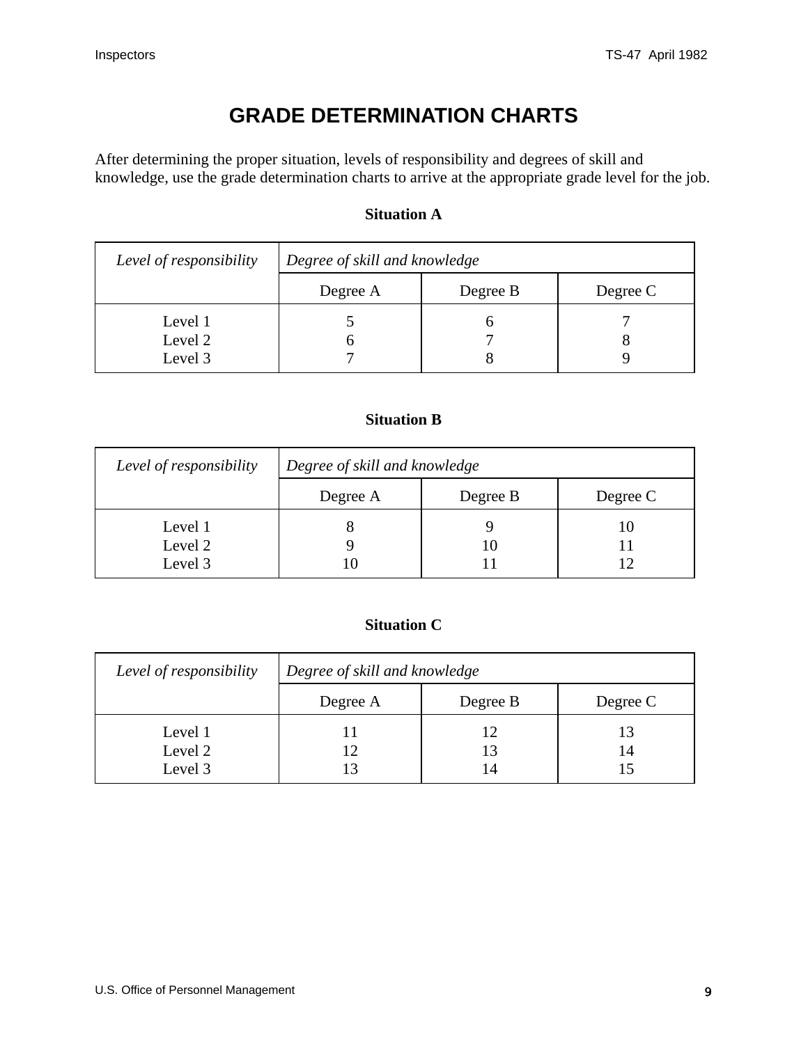# GRADE DETERMINATION CHARTS

After determining the proper situation, levels of responsibility and degrees of skill and knowledge, use the grade determination charts to arrive at the appropriate grade level for the job.

**Situation A**

| *Level of responsibility* | *Degree of skill and knowledge* | | |
|---|---|---|---|
| | Degree A | Degree B | Degree C |
| Level 1 | 5 | 6 | 7 |
| Level 2 | 6 | 7 | 8 |
| Level 3 | 7 | 8 | 9 |

**Situation B**

| *Level of responsibility* | *Degree of skill and knowledge* | | |
|---|---|---|---|
| | Degree A | Degree B | Degree C |
| Level 1 | 8 | 9 | 10 |
| Level 2 | 9 | 10 | 11 |
| Level 3 | 10 | 11 | 12 |

**Situation C**

| *Level of responsibility* | *Degree of skill and knowledge* | | |
|---|---|---|---|
| | Degree A | Degree B | Degree C |
| Level 1 | 11 | 12 | 13 |
| Level 2 | 12 | 13 | 14 |
| Level 3 | 13 | 14 | 15 |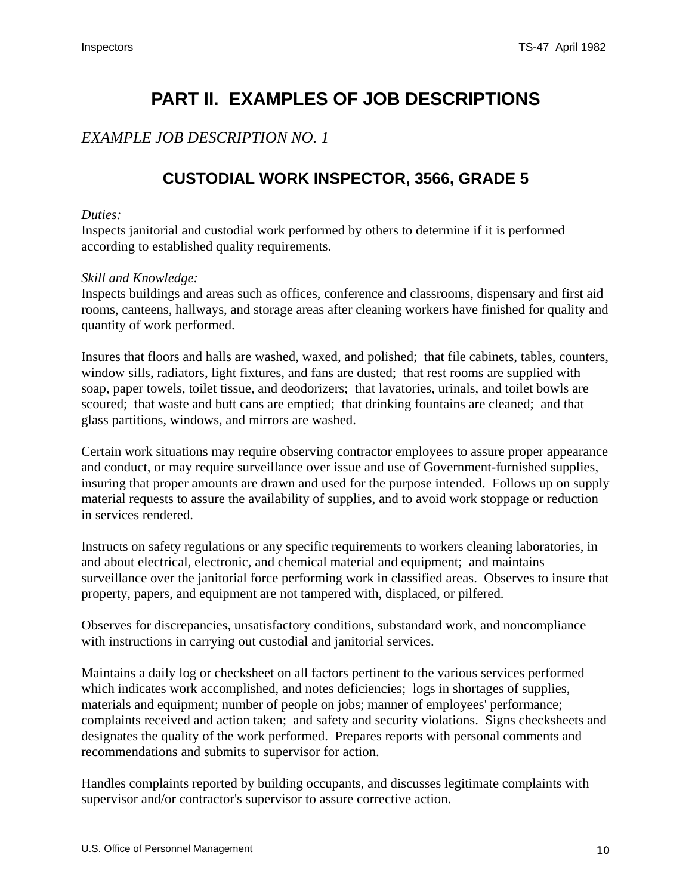# PART II. EXAMPLES OF JOB DESCRIPTIONS

*EXAMPLE JOB DESCRIPTION NO. 1*

## CUSTODIAL WORK INSPECTOR, 3566, GRADE 5

*Duties:*
Inspects janitorial and custodial work performed by others to determine if it is performed according to established quality requirements.

*Skill and Knowledge:*
Inspects buildings and areas such as offices, conference and classrooms, dispensary and first aid rooms, canteens, hallways, and storage areas after cleaning workers have finished for quality and quantity of work performed.

Insures that floors and halls are washed, waxed, and polished; that file cabinets, tables, counters, window sills, radiators, light fixtures, and fans are dusted; that rest rooms are supplied with soap, paper towels, toilet tissue, and deodorizers; that lavatories, urinals, and toilet bowls are scoured; that waste and butt cans are emptied; that drinking fountains are cleaned; and that glass partitions, windows, and mirrors are washed.

Certain work situations may require observing contractor employees to assure proper appearance and conduct, or may require surveillance over issue and use of Government-furnished supplies, insuring that proper amounts are drawn and used for the purpose intended. Follows up on supply material requests to assure the availability of supplies, and to avoid work stoppage or reduction in services rendered.

Instructs on safety regulations or any specific requirements to workers cleaning laboratories, in and about electrical, electronic, and chemical material and equipment; and maintains surveillance over the janitorial force performing work in classified areas. Observes to insure that property, papers, and equipment are not tampered with, displaced, or pilfered.

Observes for discrepancies, unsatisfactory conditions, substandard work, and noncompliance with instructions in carrying out custodial and janitorial services.

Maintains a daily log or checksheet on all factors pertinent to the various services performed which indicates work accomplished, and notes deficiencies; logs in shortages of supplies, materials and equipment; number of people on jobs; manner of employees' performance; complaints received and action taken; and safety and security violations. Signs checksheets and designates the quality of the work performed. Prepares reports with personal comments and recommendations and submits to supervisor for action.

Handles complaints reported by building occupants, and discusses legitimate complaints with supervisor and/or contractor's supervisor to assure corrective action.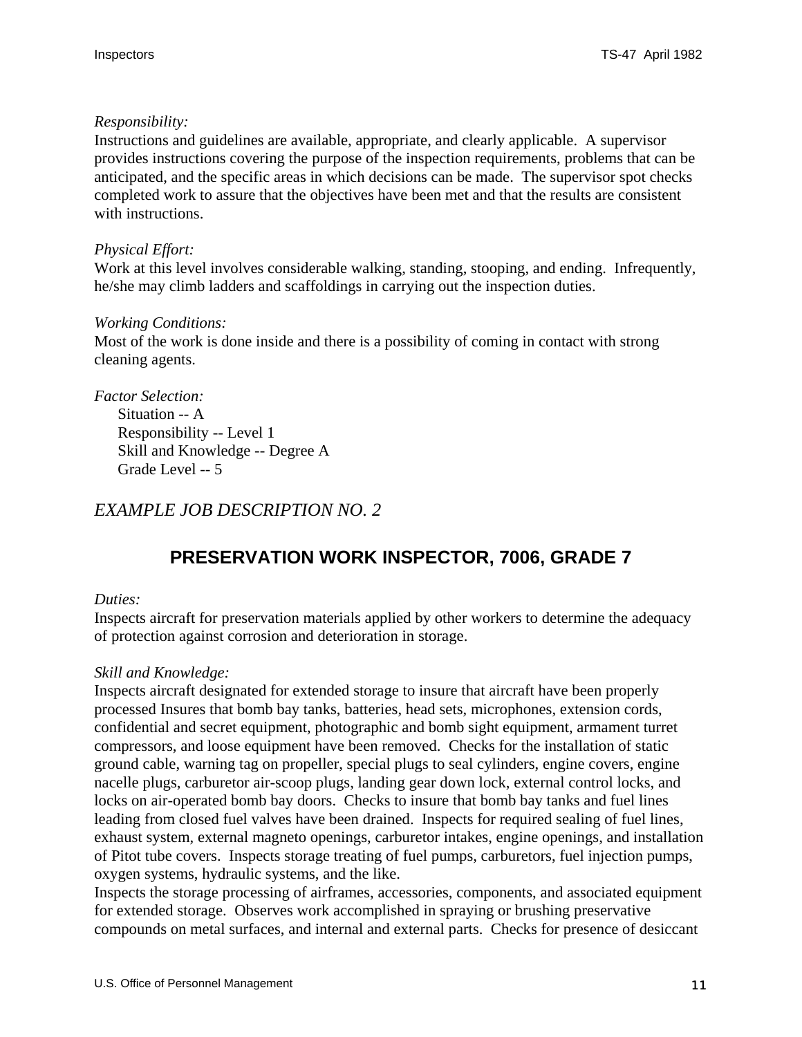*Responsibility:*
Instructions and guidelines are available, appropriate, and clearly applicable. A supervisor provides instructions covering the purpose of the inspection requirements, problems that can be anticipated, and the specific areas in which decisions can be made. The supervisor spot checks completed work to assure that the objectives have been met and that the results are consistent with instructions.

*Physical Effort:*
Work at this level involves considerable walking, standing, stooping, and ending. Infrequently, he/she may climb ladders and scaffoldings in carrying out the inspection duties.

*Working Conditions:*
Most of the work is done inside and there is a possibility of coming in contact with strong cleaning agents.

*Factor Selection:*
Situation -- A
Responsibility -- Level 1
Skill and Knowledge -- Degree A
Grade Level -- 5

## *EXAMPLE JOB DESCRIPTION NO. 2*

## PRESERVATION WORK INSPECTOR, 7006, GRADE 7

*Duties:*
Inspects aircraft for preservation materials applied by other workers to determine the adequacy of protection against corrosion and deterioration in storage.

*Skill and Knowledge:*
Inspects aircraft designated for extended storage to insure that aircraft have been properly processed Insures that bomb bay tanks, batteries, head sets, microphones, extension cords, confidential and secret equipment, photographic and bomb sight equipment, armament turret compressors, and loose equipment have been removed. Checks for the installation of static ground cable, warning tag on propeller, special plugs to seal cylinders, engine covers, engine nacelle plugs, carburetor air-scoop plugs, landing gear down lock, external control locks, and locks on air-operated bomb bay doors. Checks to insure that bomb bay tanks and fuel lines leading from closed fuel valves have been drained. Inspects for required sealing of fuel lines, exhaust system, external magneto openings, carburetor intakes, engine openings, and installation of Pitot tube covers. Inspects storage treating of fuel pumps, carburetors, fuel injection pumps, oxygen systems, hydraulic systems, and the like.
Inspects the storage processing of airframes, accessories, components, and associated equipment for extended storage. Observes work accomplished in spraying or brushing preservative compounds on metal surfaces, and internal and external parts. Checks for presence of desiccant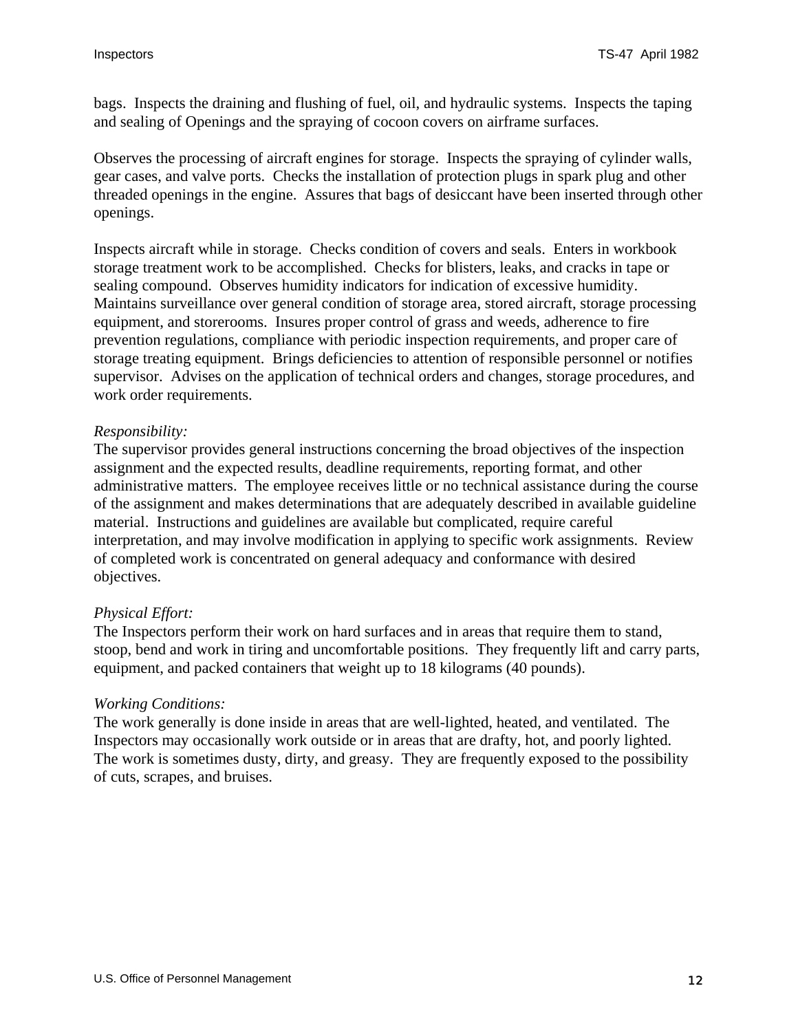bags. Inspects the draining and flushing of fuel, oil, and hydraulic systems. Inspects the taping and sealing of Openings and the spraying of cocoon covers on airframe surfaces.

Observes the processing of aircraft engines for storage. Inspects the spraying of cylinder walls, gear cases, and valve ports. Checks the installation of protection plugs in spark plug and other threaded openings in the engine. Assures that bags of desiccant have been inserted through other openings.

Inspects aircraft while in storage. Checks condition of covers and seals. Enters in workbook storage treatment work to be accomplished. Checks for blisters, leaks, and cracks in tape or sealing compound. Observes humidity indicators for indication of excessive humidity. Maintains surveillance over general condition of storage area, stored aircraft, storage processing equipment, and storerooms. Insures proper control of grass and weeds, adherence to fire prevention regulations, compliance with periodic inspection requirements, and proper care of storage treating equipment. Brings deficiencies to attention of responsible personnel or notifies supervisor. Advises on the application of technical orders and changes, storage procedures, and work order requirements.

*Responsibility:*
The supervisor provides general instructions concerning the broad objectives of the inspection assignment and the expected results, deadline requirements, reporting format, and other administrative matters. The employee receives little or no technical assistance during the course of the assignment and makes determinations that are adequately described in available guideline material. Instructions and guidelines are available but complicated, require careful interpretation, and may involve modification in applying to specific work assignments. Review of completed work is concentrated on general adequacy and conformance with desired objectives.

*Physical Effort:*
The Inspectors perform their work on hard surfaces and in areas that require them to stand, stoop, bend and work in tiring and uncomfortable positions. They frequently lift and carry parts, equipment, and packed containers that weight up to 18 kilograms (40 pounds).

*Working Conditions:*
The work generally is done inside in areas that are well-lighted, heated, and ventilated. The Inspectors may occasionally work outside or in areas that are drafty, hot, and poorly lighted. The work is sometimes dusty, dirty, and greasy. They are frequently exposed to the possibility of cuts, scrapes, and bruises.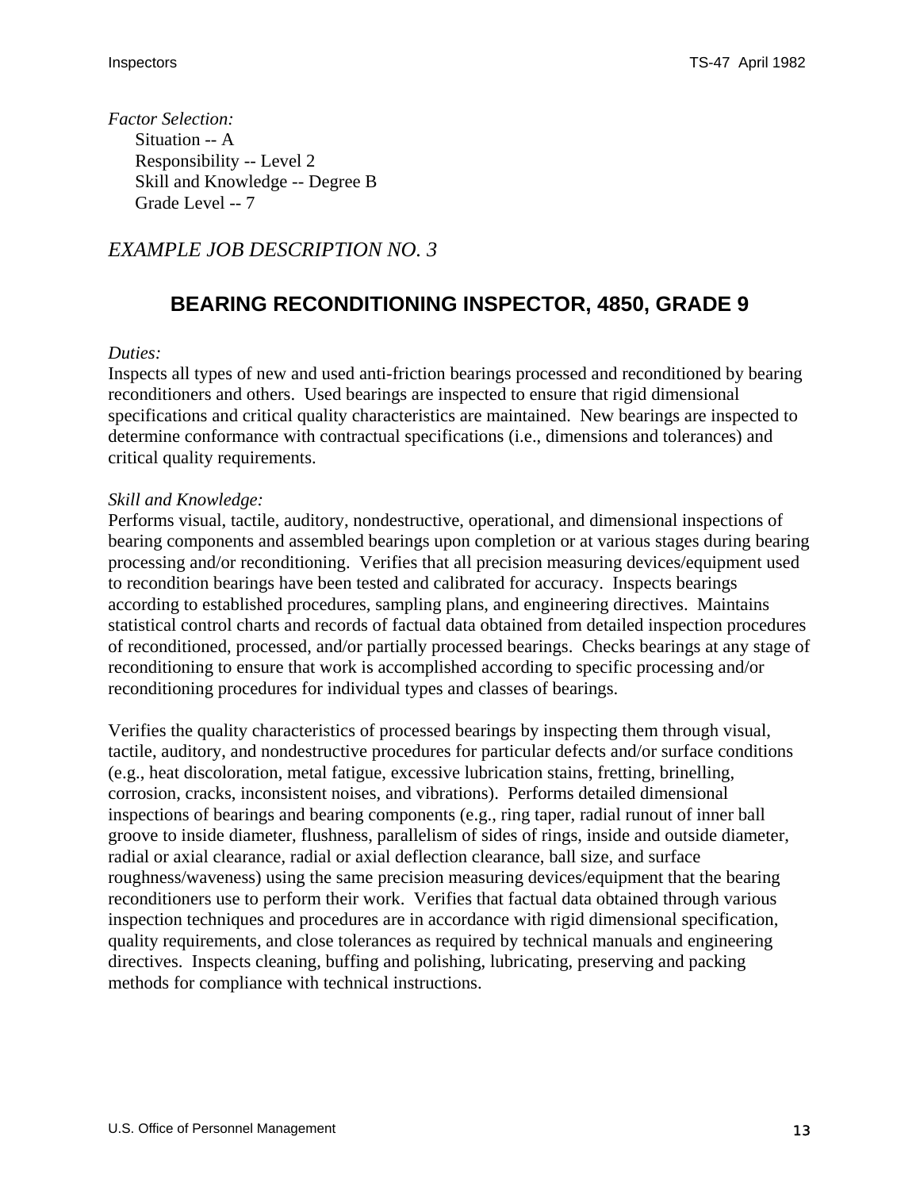*Factor Selection:*
Situation -- A
Responsibility -- Level 2
Skill and Knowledge -- Degree B
Grade Level -- 7

## *EXAMPLE JOB DESCRIPTION NO. 3*

# BEARING RECONDITIONING INSPECTOR, 4850, GRADE 9

*Duties:*
Inspects all types of new and used anti-friction bearings processed and reconditioned by bearing reconditioners and others. Used bearings are inspected to ensure that rigid dimensional specifications and critical quality characteristics are maintained. New bearings are inspected to determine conformance with contractual specifications (i.e., dimensions and tolerances) and critical quality requirements.

*Skill and Knowledge:*
Performs visual, tactile, auditory, nondestructive, operational, and dimensional inspections of bearing components and assembled bearings upon completion or at various stages during bearing processing and/or reconditioning. Verifies that all precision measuring devices/equipment used to recondition bearings have been tested and calibrated for accuracy. Inspects bearings according to established procedures, sampling plans, and engineering directives. Maintains statistical control charts and records of factual data obtained from detailed inspection procedures of reconditioned, processed, and/or partially processed bearings. Checks bearings at any stage of reconditioning to ensure that work is accomplished according to specific processing and/or reconditioning procedures for individual types and classes of bearings.

Verifies the quality characteristics of processed bearings by inspecting them through visual, tactile, auditory, and nondestructive procedures for particular defects and/or surface conditions (e.g., heat discoloration, metal fatigue, excessive lubrication stains, fretting, brinelling, corrosion, cracks, inconsistent noises, and vibrations). Performs detailed dimensional inspections of bearings and bearing components (e.g., ring taper, radial runout of inner ball groove to inside diameter, flushness, parallelism of sides of rings, inside and outside diameter, radial or axial clearance, radial or axial deflection clearance, ball size, and surface roughness/waveness) using the same precision measuring devices/equipment that the bearing reconditioners use to perform their work. Verifies that factual data obtained through various inspection techniques and procedures are in accordance with rigid dimensional specification, quality requirements, and close tolerances as required by technical manuals and engineering directives. Inspects cleaning, buffing and polishing, lubricating, preserving and packing methods for compliance with technical instructions.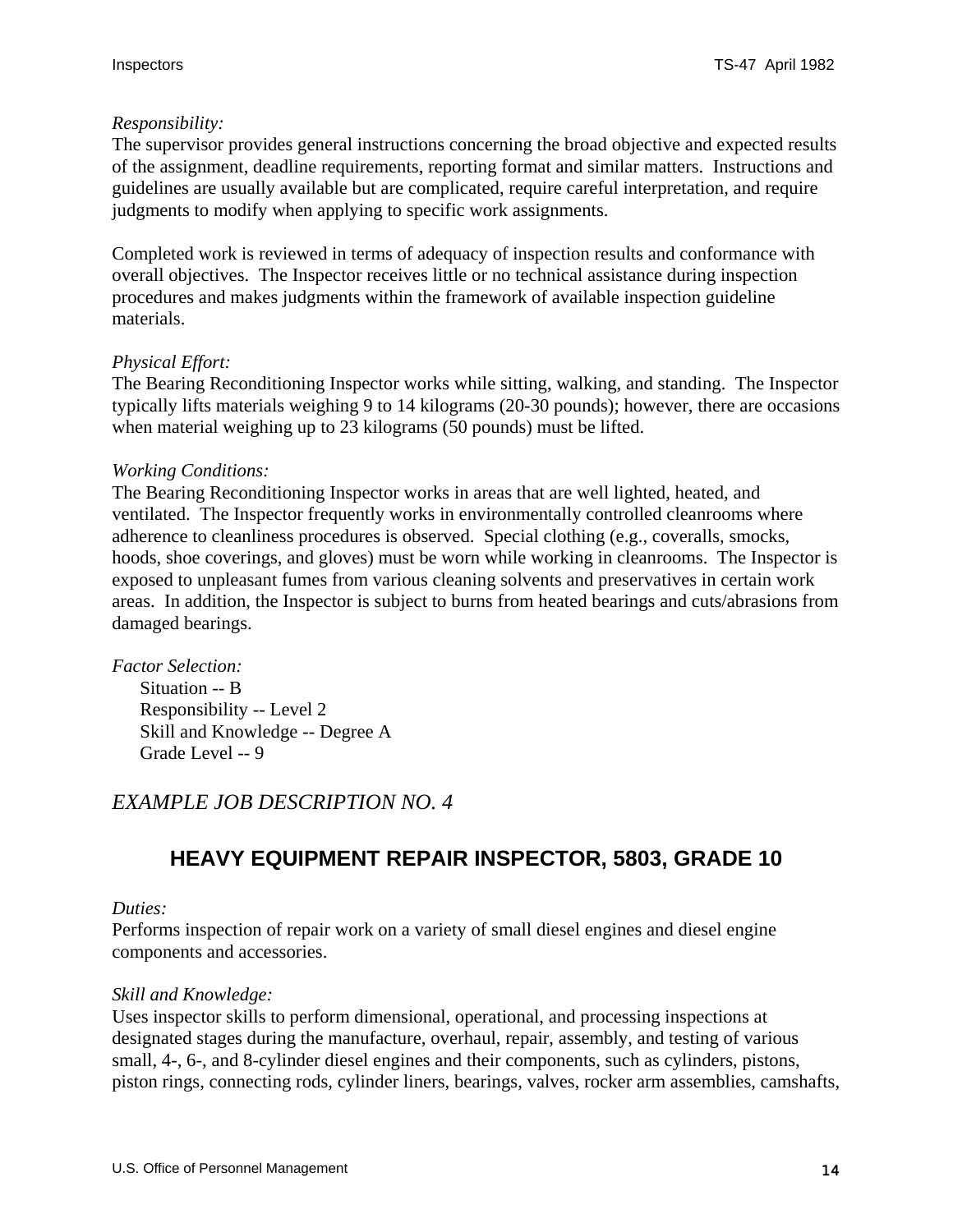*Responsibility:*
The supervisor provides general instructions concerning the broad objective and expected results of the assignment, deadline requirements, reporting format and similar matters. Instructions and guidelines are usually available but are complicated, require careful interpretation, and require judgments to modify when applying to specific work assignments.

Completed work is reviewed in terms of adequacy of inspection results and conformance with overall objectives. The Inspector receives little or no technical assistance during inspection procedures and makes judgments within the framework of available inspection guideline materials.

*Physical Effort:*
The Bearing Reconditioning Inspector works while sitting, walking, and standing. The Inspector typically lifts materials weighing 9 to 14 kilograms (20-30 pounds); however, there are occasions when material weighing up to 23 kilograms (50 pounds) must be lifted.

*Working Conditions:*
The Bearing Reconditioning Inspector works in areas that are well lighted, heated, and ventilated. The Inspector frequently works in environmentally controlled cleanrooms where adherence to cleanliness procedures is observed. Special clothing (e.g., coveralls, smocks, hoods, shoe coverings, and gloves) must be worn while working in cleanrooms. The Inspector is exposed to unpleasant fumes from various cleaning solvents and preservatives in certain work areas. In addition, the Inspector is subject to burns from heated bearings and cuts/abrasions from damaged bearings.

*Factor Selection:*
- Situation -- B
- Responsibility -- Level 2
- Skill and Knowledge -- Degree A
- Grade Level -- 9

## *EXAMPLE JOB DESCRIPTION NO. 4*

## HEAVY EQUIPMENT REPAIR INSPECTOR, 5803, GRADE 10

*Duties:*
Performs inspection of repair work on a variety of small diesel engines and diesel engine components and accessories.

*Skill and Knowledge:*
Uses inspector skills to perform dimensional, operational, and processing inspections at designated stages during the manufacture, overhaul, repair, assembly, and testing of various small, 4-, 6-, and 8-cylinder diesel engines and their components, such as cylinders, pistons, piston rings, connecting rods, cylinder liners, bearings, valves, rocker arm assemblies, camshafts,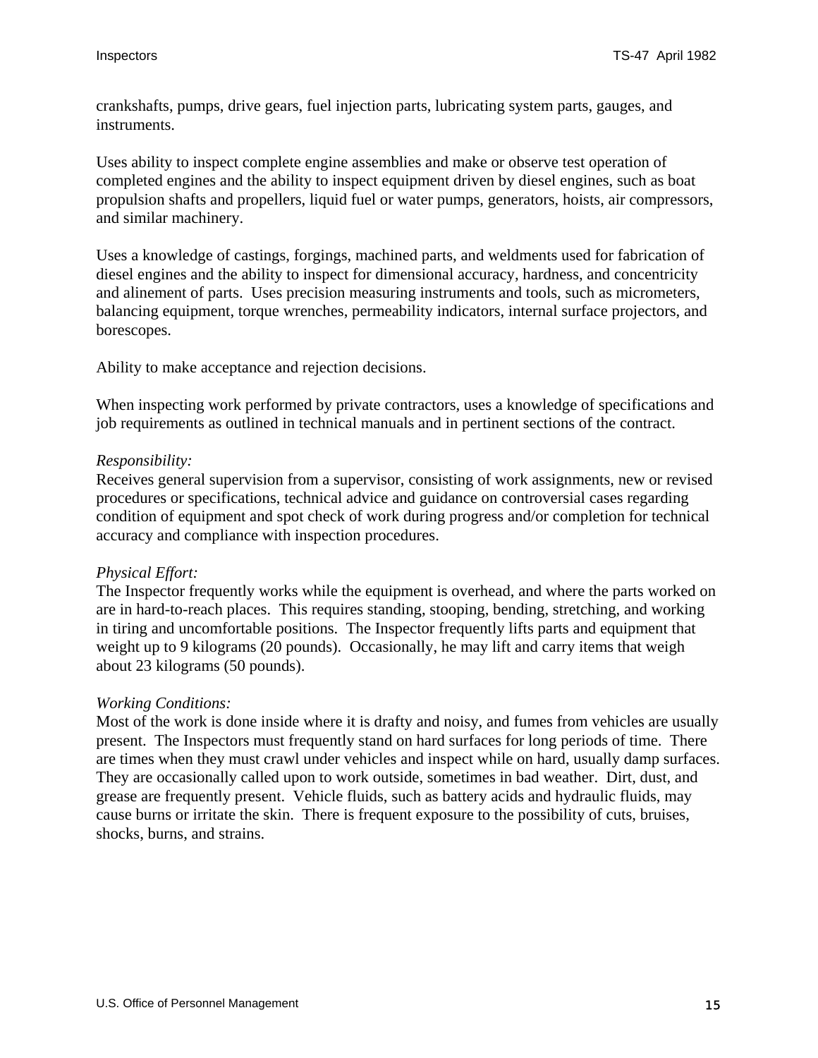crankshafts, pumps, drive gears, fuel injection parts, lubricating system parts, gauges, and instruments.

Uses ability to inspect complete engine assemblies and make or observe test operation of completed engines and the ability to inspect equipment driven by diesel engines, such as boat propulsion shafts and propellers, liquid fuel or water pumps, generators, hoists, air compressors, and similar machinery.

Uses a knowledge of castings, forgings, machined parts, and weldments used for fabrication of diesel engines and the ability to inspect for dimensional accuracy, hardness, and concentricity and alinement of parts. Uses precision measuring instruments and tools, such as micrometers, balancing equipment, torque wrenches, permeability indicators, internal surface projectors, and borescopes.

Ability to make acceptance and rejection decisions.

When inspecting work performed by private contractors, uses a knowledge of specifications and job requirements as outlined in technical manuals and in pertinent sections of the contract.

*Responsibility:*
Receives general supervision from a supervisor, consisting of work assignments, new or revised procedures or specifications, technical advice and guidance on controversial cases regarding condition of equipment and spot check of work during progress and/or completion for technical accuracy and compliance with inspection procedures.

*Physical Effort:*
The Inspector frequently works while the equipment is overhead, and where the parts worked on are in hard-to-reach places. This requires standing, stooping, bending, stretching, and working in tiring and uncomfortable positions. The Inspector frequently lifts parts and equipment that weight up to 9 kilograms (20 pounds). Occasionally, he may lift and carry items that weigh about 23 kilograms (50 pounds).

*Working Conditions:*
Most of the work is done inside where it is drafty and noisy, and fumes from vehicles are usually present. The Inspectors must frequently stand on hard surfaces for long periods of time. There are times when they must crawl under vehicles and inspect while on hard, usually damp surfaces. They are occasionally called upon to work outside, sometimes in bad weather. Dirt, dust, and grease are frequently present. Vehicle fluids, such as battery acids and hydraulic fluids, may cause burns or irritate the skin. There is frequent exposure to the possibility of cuts, bruises, shocks, burns, and strains.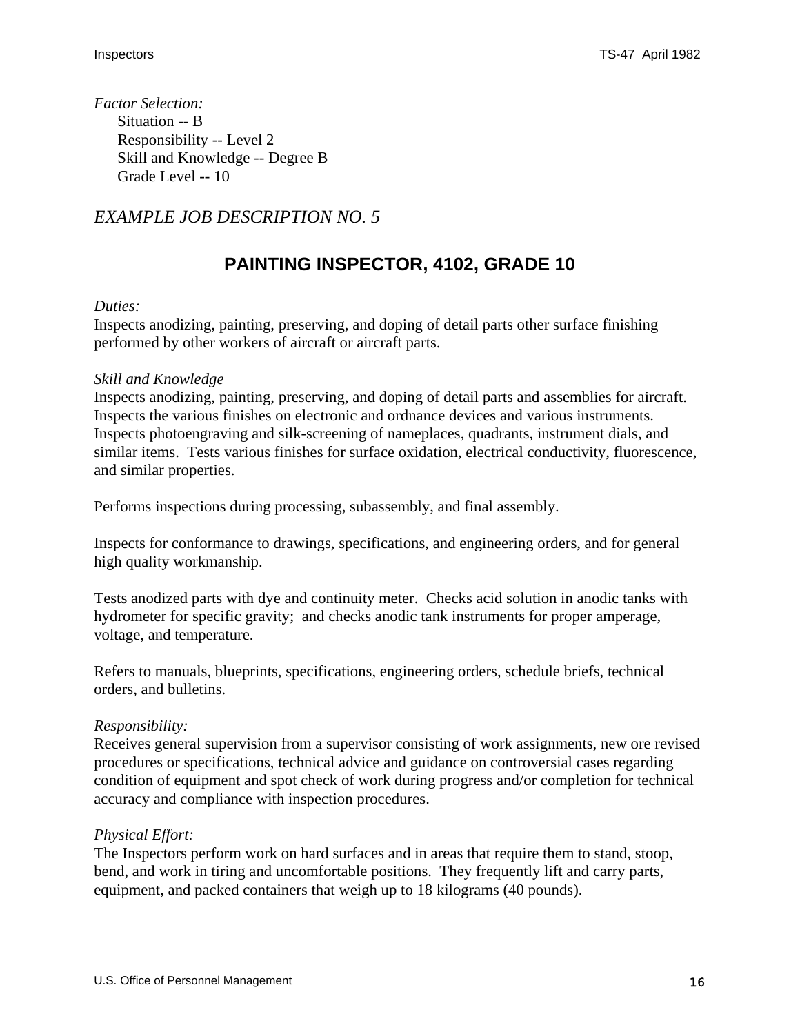*Factor Selection:*

Situation -- B
Responsibility -- Level 2
Skill and Knowledge -- Degree B
Grade Level -- 10

## *EXAMPLE JOB DESCRIPTION NO. 5*

# PAINTING INSPECTOR, 4102, GRADE 10

*Duties:*
Inspects anodizing, painting, preserving, and doping of detail parts other surface finishing performed by other workers of aircraft or aircraft parts.

*Skill and Knowledge*
Inspects anodizing, painting, preserving, and doping of detail parts and assemblies for aircraft. Inspects the various finishes on electronic and ordnance devices and various instruments. Inspects photoengraving and silk-screening of nameplaces, quadrants, instrument dials, and similar items. Tests various finishes for surface oxidation, electrical conductivity, fluorescence, and similar properties.

Performs inspections during processing, subassembly, and final assembly.

Inspects for conformance to drawings, specifications, and engineering orders, and for general high quality workmanship.

Tests anodized parts with dye and continuity meter. Checks acid solution in anodic tanks with hydrometer for specific gravity; and checks anodic tank instruments for proper amperage, voltage, and temperature.

Refers to manuals, blueprints, specifications, engineering orders, schedule briefs, technical orders, and bulletins.

*Responsibility:*
Receives general supervision from a supervisor consisting of work assignments, new ore revised procedures or specifications, technical advice and guidance on controversial cases regarding condition of equipment and spot check of work during progress and/or completion for technical accuracy and compliance with inspection procedures.

*Physical Effort:*
The Inspectors perform work on hard surfaces and in areas that require them to stand, stoop, bend, and work in tiring and uncomfortable positions. They frequently lift and carry parts, equipment, and packed containers that weigh up to 18 kilograms (40 pounds).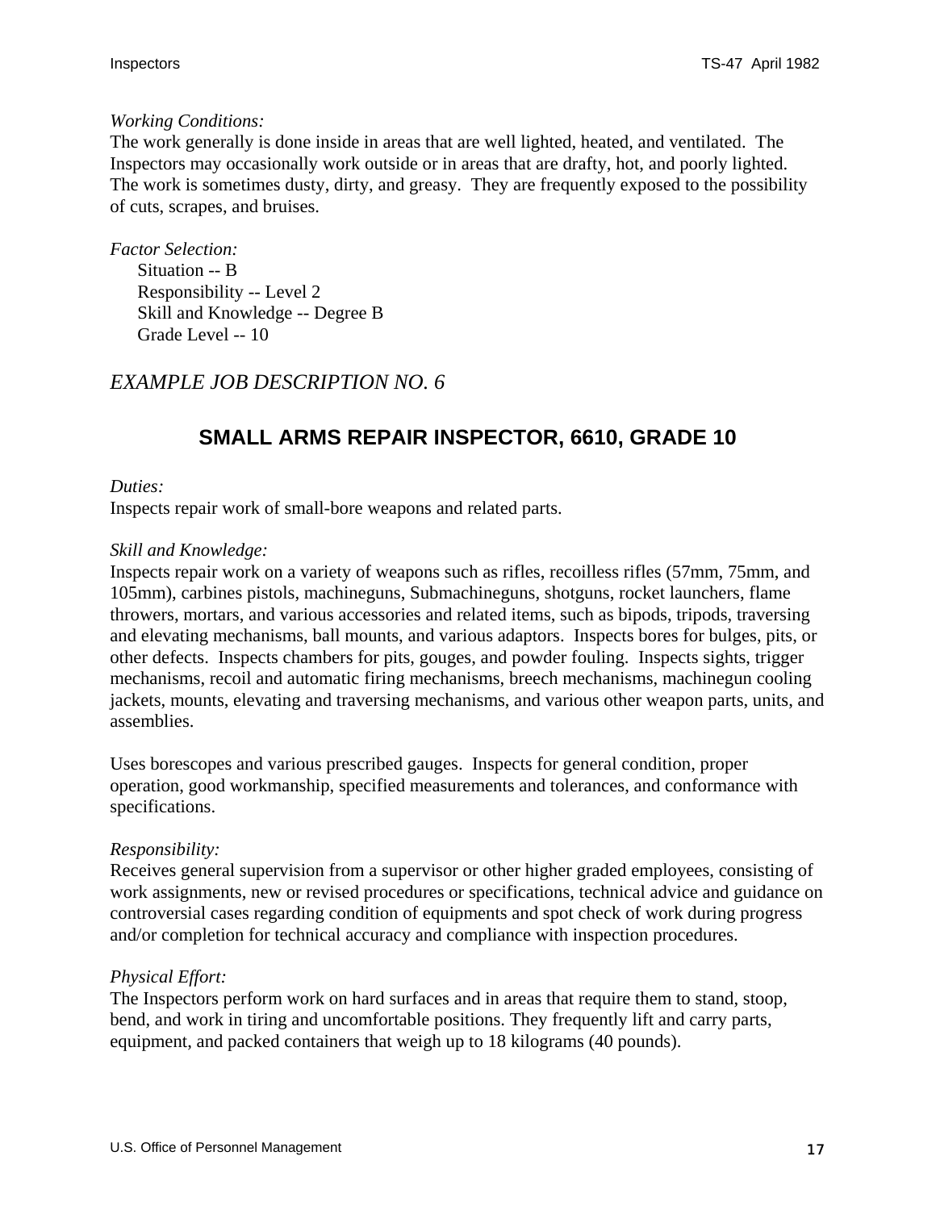*Working Conditions:*
The work generally is done inside in areas that are well lighted, heated, and ventilated. The Inspectors may occasionally work outside or in areas that are drafty, hot, and poorly lighted. The work is sometimes dusty, dirty, and greasy. They are frequently exposed to the possibility of cuts, scrapes, and bruises.

*Factor Selection:*
Situation -- B
Responsibility -- Level 2
Skill and Knowledge -- Degree B
Grade Level -- 10

## *EXAMPLE JOB DESCRIPTION NO. 6*

## SMALL ARMS REPAIR INSPECTOR, 6610, GRADE 10

*Duties:*
Inspects repair work of small-bore weapons and related parts.

*Skill and Knowledge:*
Inspects repair work on a variety of weapons such as rifles, recoilless rifles (57mm, 75mm, and 105mm), carbines pistols, machineguns, Submachineguns, shotguns, rocket launchers, flame throwers, mortars, and various accessories and related items, such as bipods, tripods, traversing and elevating mechanisms, ball mounts, and various adaptors. Inspects bores for bulges, pits, or other defects. Inspects chambers for pits, gouges, and powder fouling. Inspects sights, trigger mechanisms, recoil and automatic firing mechanisms, breech mechanisms, machinegun cooling jackets, mounts, elevating and traversing mechanisms, and various other weapon parts, units, and assemblies.

Uses borescopes and various prescribed gauges. Inspects for general condition, proper operation, good workmanship, specified measurements and tolerances, and conformance with specifications.

*Responsibility:*
Receives general supervision from a supervisor or other higher graded employees, consisting of work assignments, new or revised procedures or specifications, technical advice and guidance on controversial cases regarding condition of equipments and spot check of work during progress and/or completion for technical accuracy and compliance with inspection procedures.

*Physical Effort:*
The Inspectors perform work on hard surfaces and in areas that require them to stand, stoop, bend, and work in tiring and uncomfortable positions. They frequently lift and carry parts, equipment, and packed containers that weigh up to 18 kilograms (40 pounds).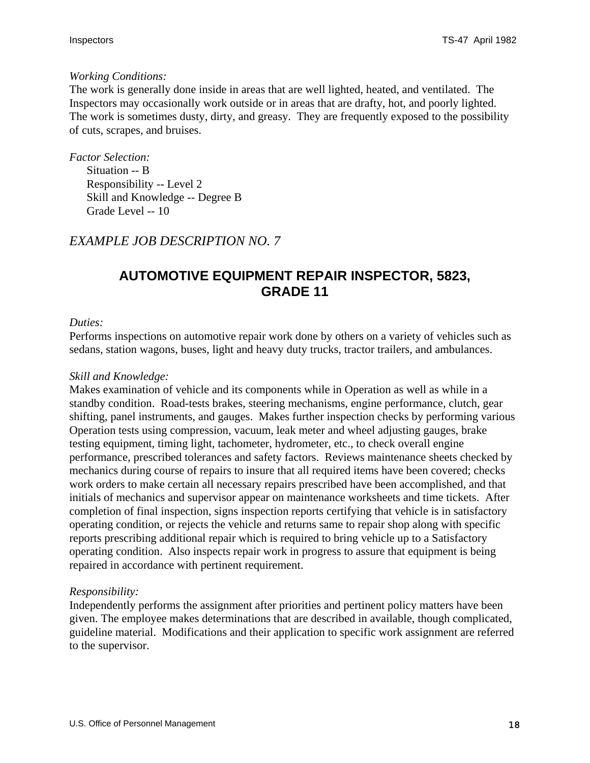*Working Conditions:*
The work is generally done inside in areas that are well lighted, heated, and ventilated. The Inspectors may occasionally work outside or in areas that are drafty, hot, and poorly lighted. The work is sometimes dusty, dirty, and greasy. They are frequently exposed to the possibility of cuts, scrapes, and bruises.

*Factor Selection:*
Situation -- B
Responsibility -- Level 2
Skill and Knowledge -- Degree B
Grade Level -- 10

## *EXAMPLE JOB DESCRIPTION NO. 7*

### AUTOMOTIVE EQUIPMENT REPAIR INSPECTOR, 5823, GRADE 11

*Duties:*
Performs inspections on automotive repair work done by others on a variety of vehicles such as sedans, station wagons, buses, light and heavy duty trucks, tractor trailers, and ambulances.

*Skill and Knowledge:*
Makes examination of vehicle and its components while in Operation as well as while in a standby condition. Road-tests brakes, steering mechanisms, engine performance, clutch, gear shifting, panel instruments, and gauges. Makes further inspection checks by performing various Operation tests using compression, vacuum, leak meter and wheel adjusting gauges, brake testing equipment, timing light, tachometer, hydrometer, etc., to check overall engine performance, prescribed tolerances and safety factors. Reviews maintenance sheets checked by mechanics during course of repairs to insure that all required items have been covered; checks work orders to make certain all necessary repairs prescribed have been accomplished, and that initials of mechanics and supervisor appear on maintenance worksheets and time tickets. After completion of final inspection, signs inspection reports certifying that vehicle is in satisfactory operating condition, or rejects the vehicle and returns same to repair shop along with specific reports prescribing additional repair which is required to bring vehicle up to a Satisfactory operating condition. Also inspects repair work in progress to assure that equipment is being repaired in accordance with pertinent requirement.

*Responsibility:*
Independently performs the assignment after priorities and pertinent policy matters have been given. The employee makes determinations that are described in available, though complicated, guideline material. Modifications and their application to specific work assignment are referred to the supervisor.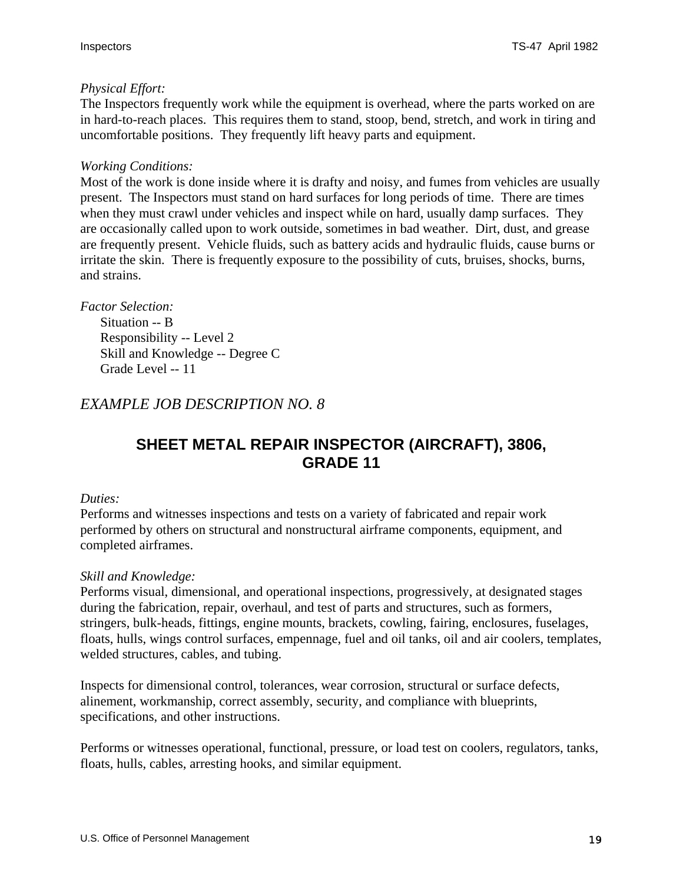*Physical Effort:*
The Inspectors frequently work while the equipment is overhead, where the parts worked on are in hard-to-reach places. This requires them to stand, stoop, bend, stretch, and work in tiring and uncomfortable positions. They frequently lift heavy parts and equipment.

*Working Conditions:*
Most of the work is done inside where it is drafty and noisy, and fumes from vehicles are usually present. The Inspectors must stand on hard surfaces for long periods of time. There are times when they must crawl under vehicles and inspect while on hard, usually damp surfaces. They are occasionally called upon to work outside, sometimes in bad weather. Dirt, dust, and grease are frequently present. Vehicle fluids, such as battery acids and hydraulic fluids, cause burns or irritate the skin. There is frequently exposure to the possibility of cuts, bruises, shocks, burns, and strains.

*Factor Selection:*

Situation -- B
Responsibility -- Level 2
Skill and Knowledge -- Degree C
Grade Level -- 11

## *EXAMPLE JOB DESCRIPTION NO. 8*

## SHEET METAL REPAIR INSPECTOR (AIRCRAFT), 3806, GRADE 11

*Duties:*
Performs and witnesses inspections and tests on a variety of fabricated and repair work performed by others on structural and nonstructural airframe components, equipment, and completed airframes.

*Skill and Knowledge:*
Performs visual, dimensional, and operational inspections, progressively, at designated stages during the fabrication, repair, overhaul, and test of parts and structures, such as formers, stringers, bulk-heads, fittings, engine mounts, brackets, cowling, fairing, enclosures, fuselages, floats, hulls, wings control surfaces, empennage, fuel and oil tanks, oil and air coolers, templates, welded structures, cables, and tubing.

Inspects for dimensional control, tolerances, wear corrosion, structural or surface defects, alinement, workmanship, correct assembly, security, and compliance with blueprints, specifications, and other instructions.

Performs or witnesses operational, functional, pressure, or load test on coolers, regulators, tanks, floats, hulls, cables, arresting hooks, and similar equipment.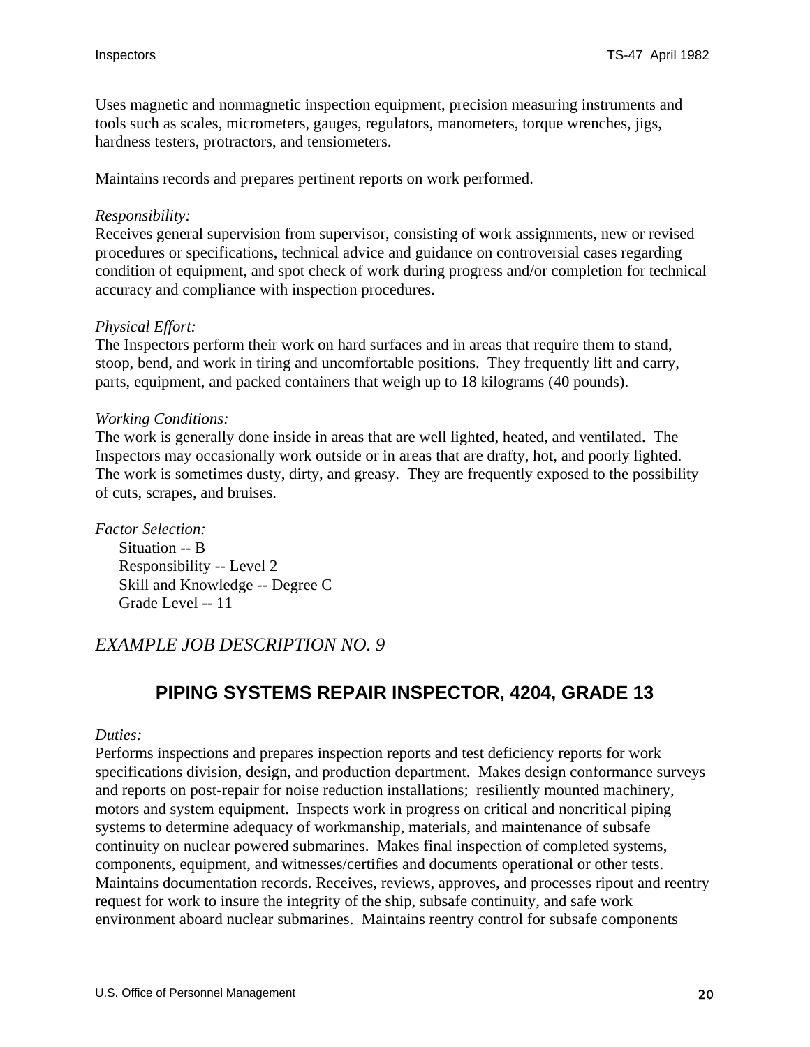Uses magnetic and nonmagnetic inspection equipment, precision measuring instruments and tools such as scales, micrometers, gauges, regulators, manometers, torque wrenches, jigs, hardness testers, protractors, and tensiometers.

Maintains records and prepares pertinent reports on work performed.

*Responsibility:*
Receives general supervision from supervisor, consisting of work assignments, new or revised procedures or specifications, technical advice and guidance on controversial cases regarding condition of equipment, and spot check of work during progress and/or completion for technical accuracy and compliance with inspection procedures.

*Physical Effort:*
The Inspectors perform their work on hard surfaces and in areas that require them to stand, stoop, bend, and work in tiring and uncomfortable positions. They frequently lift and carry, parts, equipment, and packed containers that weigh up to 18 kilograms (40 pounds).

*Working Conditions:*
The work is generally done inside in areas that are well lighted, heated, and ventilated. The Inspectors may occasionally work outside or in areas that are drafty, hot, and poorly lighted. The work is sometimes dusty, dirty, and greasy. They are frequently exposed to the possibility of cuts, scrapes, and bruises.

*Factor Selection:*

Situation -- B
Responsibility -- Level 2
Skill and Knowledge -- Degree C
Grade Level -- 11

*EXAMPLE JOB DESCRIPTION NO. 9*

## PIPING SYSTEMS REPAIR INSPECTOR, 4204, GRADE 13

*Duties:*
Performs inspections and prepares inspection reports and test deficiency reports for work specifications division, design, and production department. Makes design conformance surveys and reports on post-repair for noise reduction installations; resiliently mounted machinery, motors and system equipment. Inspects work in progress on critical and noncritical piping systems to determine adequacy of workmanship, materials, and maintenance of subsafe continuity on nuclear powered submarines. Makes final inspection of completed systems, components, equipment, and witnesses/certifies and documents operational or other tests. Maintains documentation records. Receives, reviews, approves, and processes ripout and reentry request for work to insure the integrity of the ship, subsafe continuity, and safe work environment aboard nuclear submarines. Maintains reentry control for subsafe components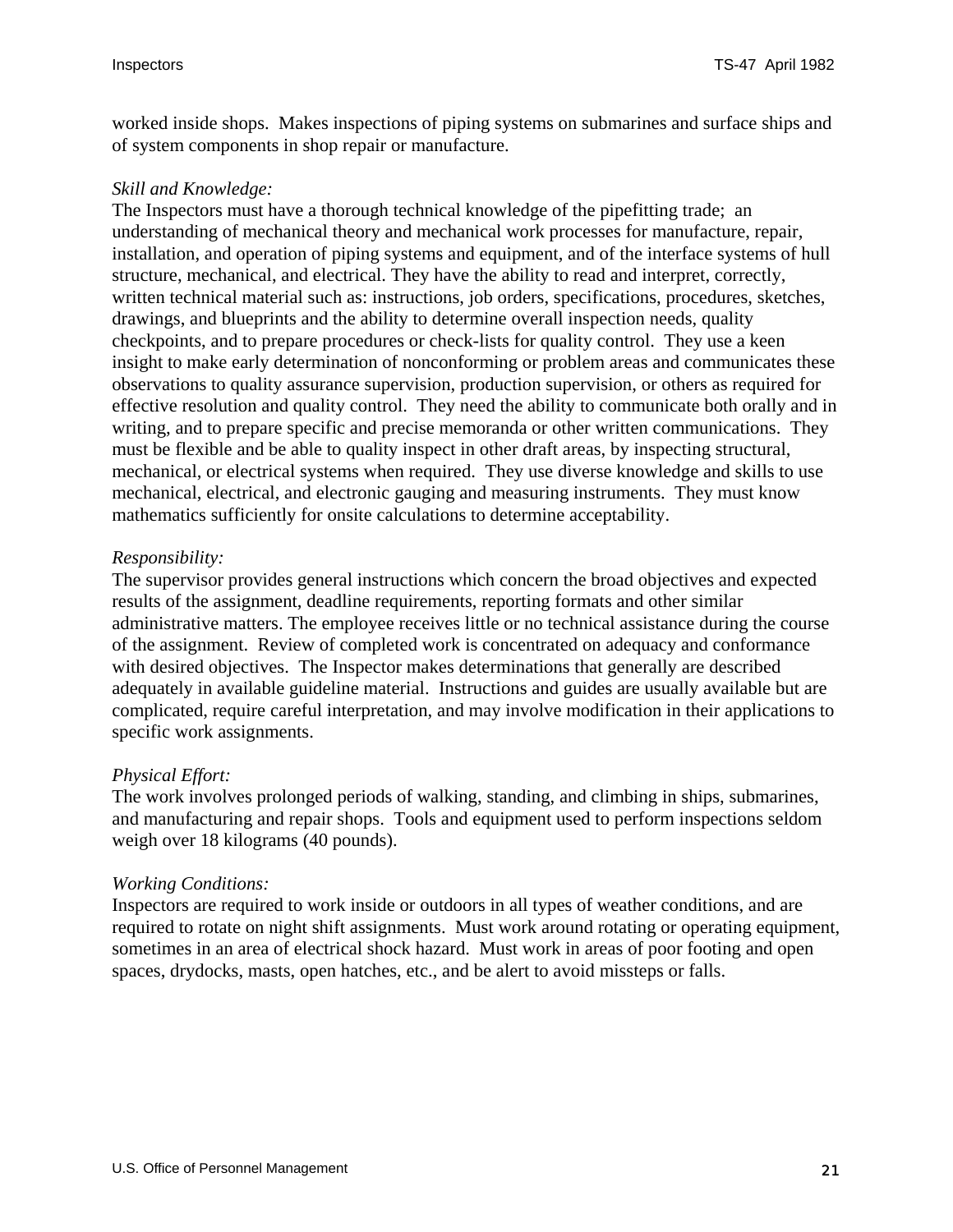worked inside shops. Makes inspections of piping systems on submarines and surface ships and of system components in shop repair or manufacture.

*Skill and Knowledge:*
The Inspectors must have a thorough technical knowledge of the pipefitting trade; an understanding of mechanical theory and mechanical work processes for manufacture, repair, installation, and operation of piping systems and equipment, and of the interface systems of hull structure, mechanical, and electrical. They have the ability to read and interpret, correctly, written technical material such as: instructions, job orders, specifications, procedures, sketches, drawings, and blueprints and the ability to determine overall inspection needs, quality checkpoints, and to prepare procedures or check-lists for quality control. They use a keen insight to make early determination of nonconforming or problem areas and communicates these observations to quality assurance supervision, production supervision, or others as required for effective resolution and quality control. They need the ability to communicate both orally and in writing, and to prepare specific and precise memoranda or other written communications. They must be flexible and be able to quality inspect in other draft areas, by inspecting structural, mechanical, or electrical systems when required. They use diverse knowledge and skills to use mechanical, electrical, and electronic gauging and measuring instruments. They must know mathematics sufficiently for onsite calculations to determine acceptability.

*Responsibility:*
The supervisor provides general instructions which concern the broad objectives and expected results of the assignment, deadline requirements, reporting formats and other similar administrative matters. The employee receives little or no technical assistance during the course of the assignment. Review of completed work is concentrated on adequacy and conformance with desired objectives. The Inspector makes determinations that generally are described adequately in available guideline material. Instructions and guides are usually available but are complicated, require careful interpretation, and may involve modification in their applications to specific work assignments.

*Physical Effort:*
The work involves prolonged periods of walking, standing, and climbing in ships, submarines, and manufacturing and repair shops. Tools and equipment used to perform inspections seldom weigh over 18 kilograms (40 pounds).

*Working Conditions:*
Inspectors are required to work inside or outdoors in all types of weather conditions, and are required to rotate on night shift assignments. Must work around rotating or operating equipment, sometimes in an area of electrical shock hazard. Must work in areas of poor footing and open spaces, drydocks, masts, open hatches, etc., and be alert to avoid missteps or falls.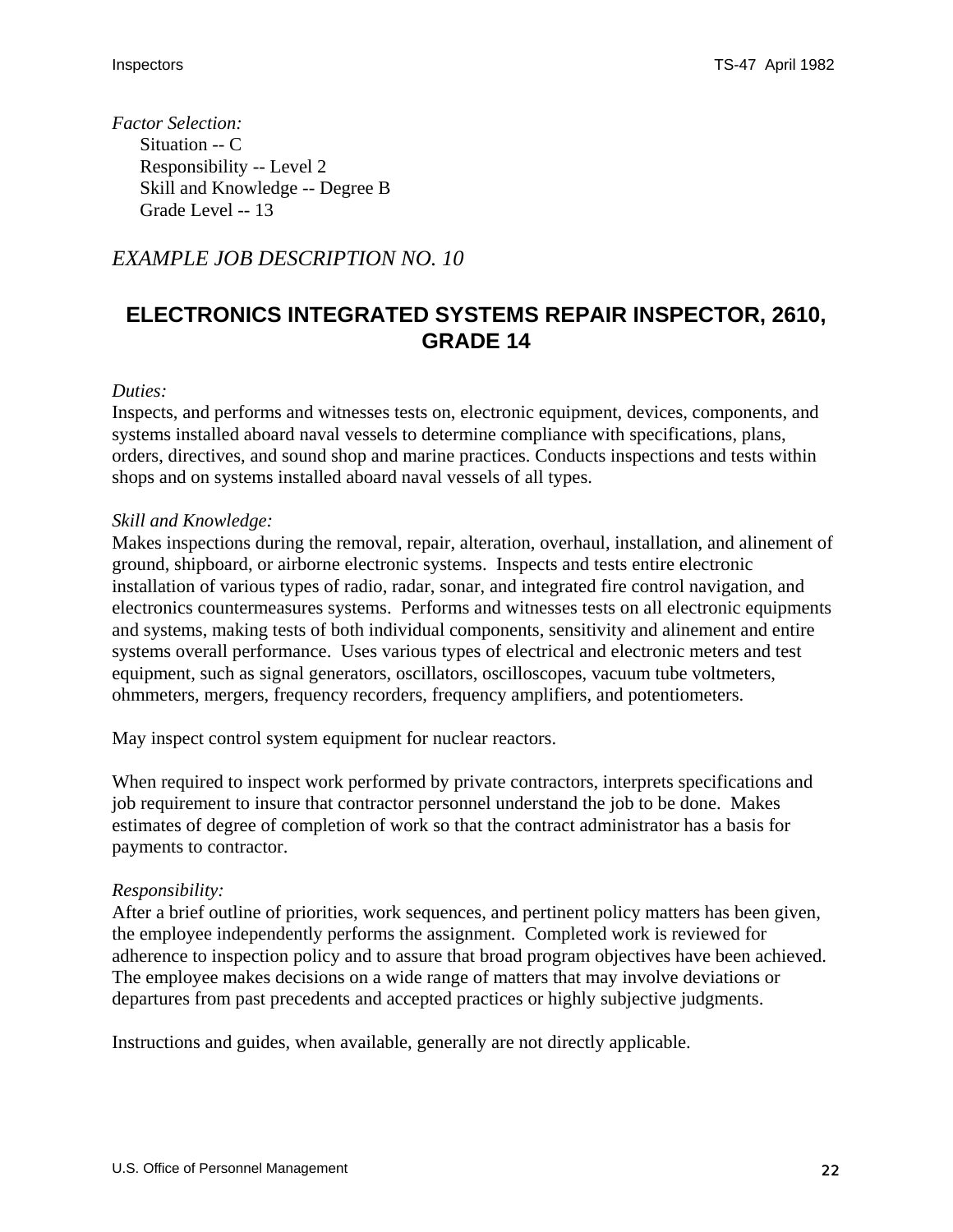*Factor Selection:*

Situation -- C
Responsibility -- Level 2
Skill and Knowledge -- Degree B
Grade Level -- 13

## *EXAMPLE JOB DESCRIPTION NO. 10*

# ELECTRONICS INTEGRATED SYSTEMS REPAIR INSPECTOR, 2610, GRADE 14

*Duties:*

Inspects, and performs and witnesses tests on, electronic equipment, devices, components, and systems installed aboard naval vessels to determine compliance with specifications, plans, orders, directives, and sound shop and marine practices. Conducts inspections and tests within shops and on systems installed aboard naval vessels of all types.

*Skill and Knowledge:*

Makes inspections during the removal, repair, alteration, overhaul, installation, and alinement of ground, shipboard, or airborne electronic systems. Inspects and tests entire electronic installation of various types of radio, radar, sonar, and integrated fire control navigation, and electronics countermeasures systems. Performs and witnesses tests on all electronic equipments and systems, making tests of both individual components, sensitivity and alinement and entire systems overall performance. Uses various types of electrical and electronic meters and test equipment, such as signal generators, oscillators, oscilloscopes, vacuum tube voltmeters, ohmmeters, mergers, frequency recorders, frequency amplifiers, and potentiometers.

May inspect control system equipment for nuclear reactors.

When required to inspect work performed by private contractors, interprets specifications and job requirement to insure that contractor personnel understand the job to be done. Makes estimates of degree of completion of work so that the contract administrator has a basis for payments to contractor.

*Responsibility:*

After a brief outline of priorities, work sequences, and pertinent policy matters has been given, the employee independently performs the assignment. Completed work is reviewed for adherence to inspection policy and to assure that broad program objectives have been achieved. The employee makes decisions on a wide range of matters that may involve deviations or departures from past precedents and accepted practices or highly subjective judgments.

Instructions and guides, when available, generally are not directly applicable.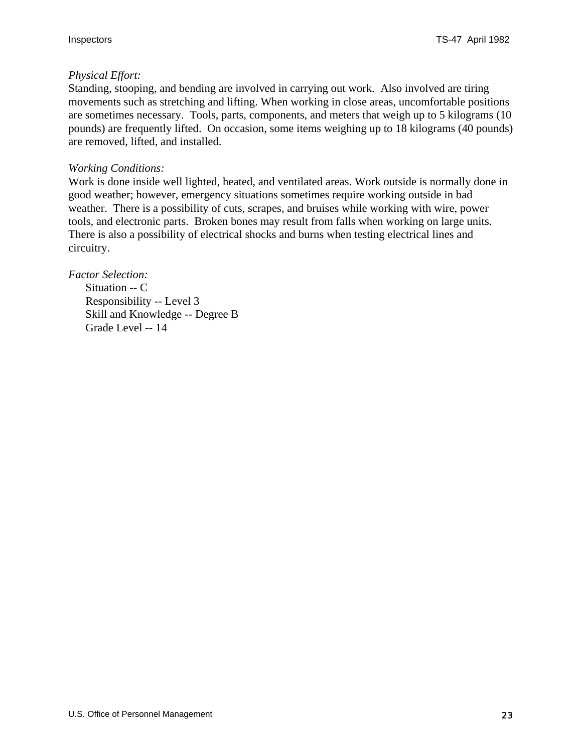*Physical Effort:*
Standing, stooping, and bending are involved in carrying out work. Also involved are tiring movements such as stretching and lifting. When working in close areas, uncomfortable positions are sometimes necessary. Tools, parts, components, and meters that weigh up to 5 kilograms (10 pounds) are frequently lifted. On occasion, some items weighing up to 18 kilograms (40 pounds) are removed, lifted, and installed.

*Working Conditions:*
Work is done inside well lighted, heated, and ventilated areas. Work outside is normally done in good weather; however, emergency situations sometimes require working outside in bad weather. There is a possibility of cuts, scrapes, and bruises while working with wire, power tools, and electronic parts. Broken bones may result from falls when working on large units. There is also a possibility of electrical shocks and burns when testing electrical lines and circuitry.

*Factor Selection:*

Situation -- C
Responsibility -- Level 3
Skill and Knowledge -- Degree B
Grade Level -- 14